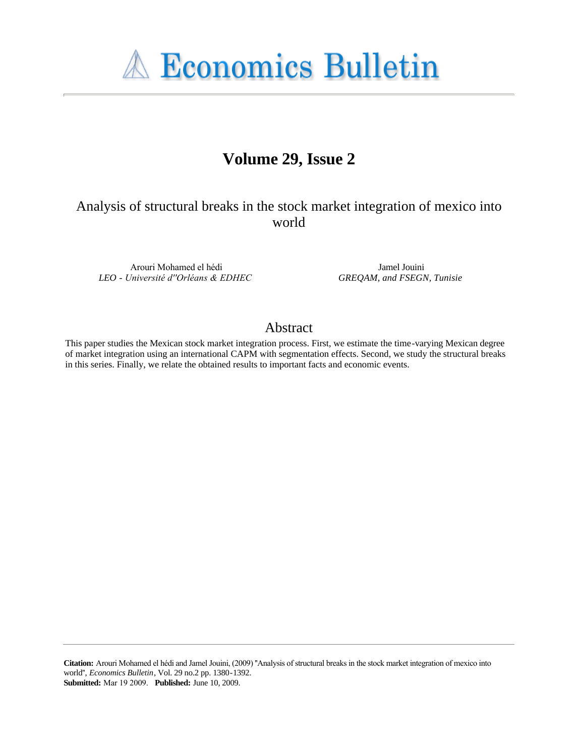# Economics Bulletin

## Volume 29, Issue 2

### Analysis of structural breaks in the stock market integration of mexico into world

Arouri Mohamed el hédi
*LEO - Université d''Orléans & EDHEC*

Jamel Jouini
*GREQAM, and FSEGN, Tunisie*

## Abstract

This paper studies the Mexican stock market integration process. First, we estimate the time-varying Mexican degree of market integration using an international CAPM with segmentation effects. Second, we study the structural breaks in this series. Finally, we relate the obtained results to important facts and economic events.

**Citation:** Arouri Mohamed el hédi and Jamel Jouini, (2009) ''Analysis of structural breaks in the stock market integration of mexico into world'', *Economics Bulletin*, Vol. 29 no.2 pp. 1380-1392.
**Submitted:** Mar 19 2009. **Published:** June 10, 2009.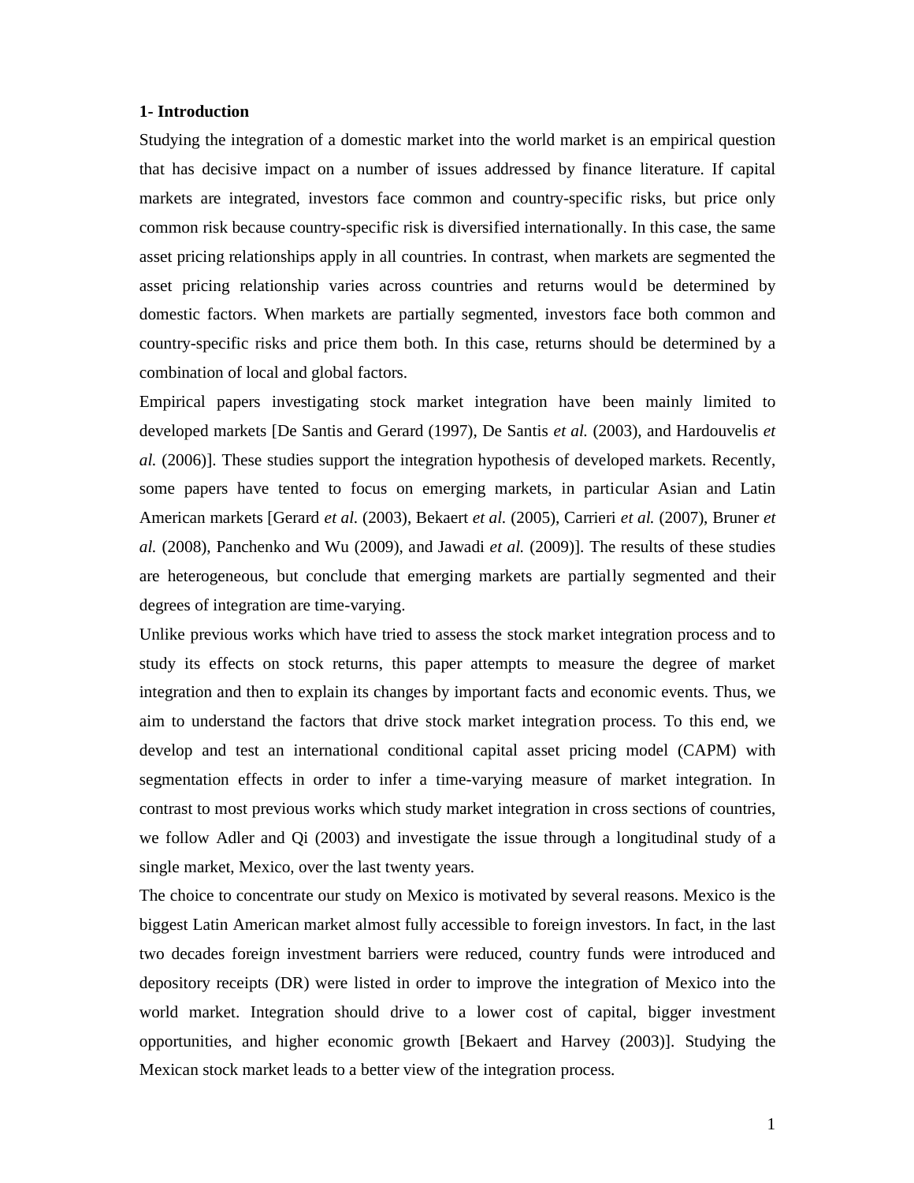## 1- Introduction

Studying the integration of a domestic market into the world market is an empirical question that has decisive impact on a number of issues addressed by finance literature. If capital markets are integrated, investors face common and country-specific risks, but price only common risk because country-specific risk is diversified internationally. In this case, the same asset pricing relationships apply in all countries. In contrast, when markets are segmented the asset pricing relationship varies across countries and returns would be determined by domestic factors. When markets are partially segmented, investors face both common and country-specific risks and price them both. In this case, returns should be determined by a combination of local and global factors.

Empirical papers investigating stock market integration have been mainly limited to developed markets [De Santis and Gerard (1997), De Santis *et al.* (2003), and Hardouvelis *et al.* (2006)]. These studies support the integration hypothesis of developed markets. Recently, some papers have tented to focus on emerging markets, in particular Asian and Latin American markets [Gerard *et al.* (2003), Bekaert *et al.* (2005), Carrieri *et al.* (2007), Bruner *et al.* (2008), Panchenko and Wu (2009), and Jawadi *et al.* (2009)]. The results of these studies are heterogeneous, but conclude that emerging markets are partially segmented and their degrees of integration are time-varying.

Unlike previous works which have tried to assess the stock market integration process and to study its effects on stock returns, this paper attempts to measure the degree of market integration and then to explain its changes by important facts and economic events. Thus, we aim to understand the factors that drive stock market integration process. To this end, we develop and test an international conditional capital asset pricing model (CAPM) with segmentation effects in order to infer a time-varying measure of market integration. In contrast to most previous works which study market integration in cross sections of countries, we follow Adler and Qi (2003) and investigate the issue through a longitudinal study of a single market, Mexico, over the last twenty years.

The choice to concentrate our study on Mexico is motivated by several reasons. Mexico is the biggest Latin American market almost fully accessible to foreign investors. In fact, in the last two decades foreign investment barriers were reduced, country funds were introduced and depository receipts (DR) were listed in order to improve the integration of Mexico into the world market. Integration should drive to a lower cost of capital, bigger investment opportunities, and higher economic growth [Bekaert and Harvey (2003)]. Studying the Mexican stock market leads to a better view of the integration process.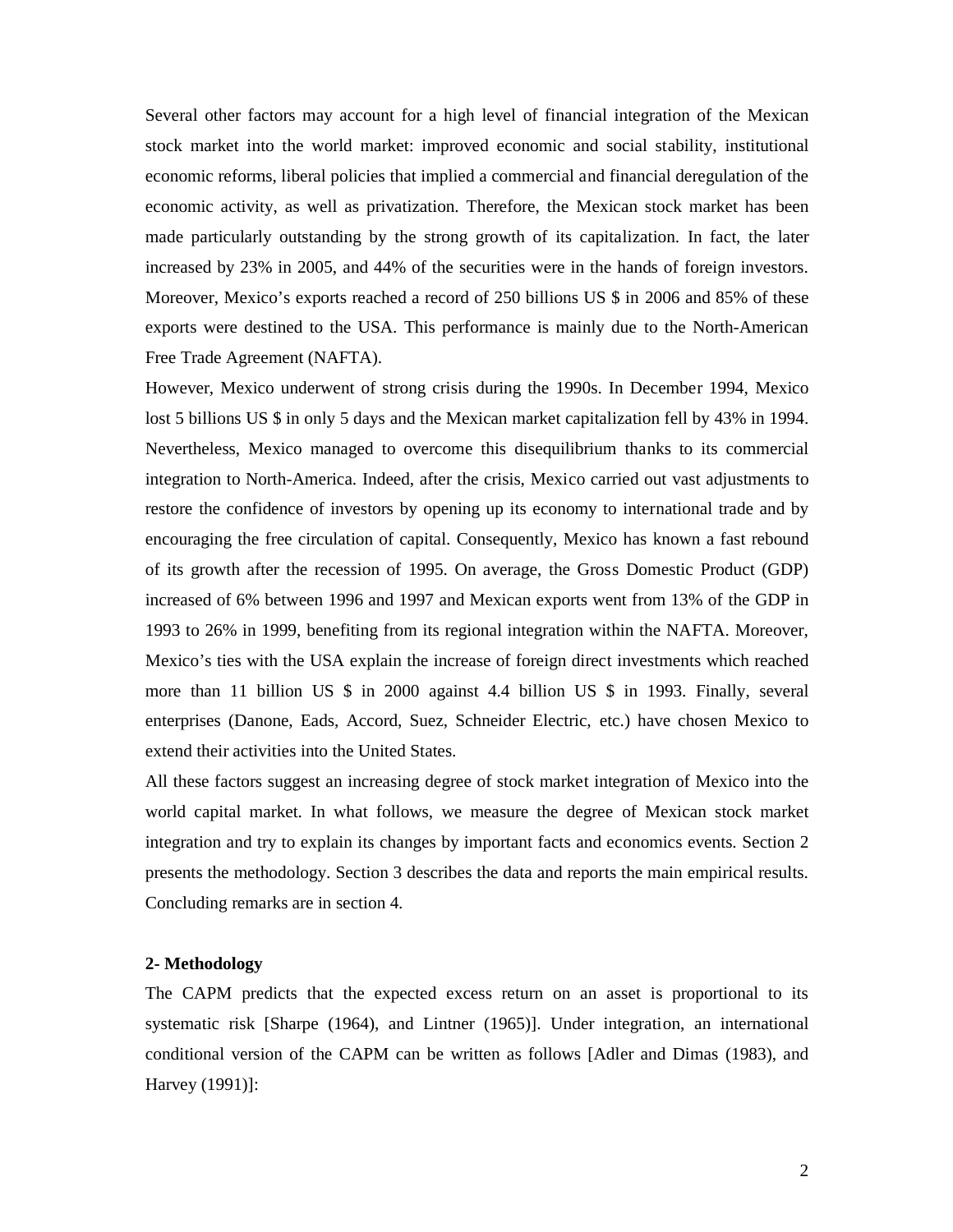Several other factors may account for a high level of financial integration of the Mexican stock market into the world market: improved economic and social stability, institutional economic reforms, liberal policies that implied a commercial and financial deregulation of the economic activity, as well as privatization. Therefore, the Mexican stock market has been made particularly outstanding by the strong growth of its capitalization. In fact, the later increased by 23% in 2005, and 44% of the securities were in the hands of foreign investors. Moreover, Mexico's exports reached a record of 250 billions US $ in 2006 and 85% of these exports were destined to the USA. This performance is mainly due to the North-American Free Trade Agreement (NAFTA).

However, Mexico underwent of strong crisis during the 1990s. In December 1994, Mexico lost 5 billions US $ in only 5 days and the Mexican market capitalization fell by 43% in 1994. Nevertheless, Mexico managed to overcome this disequilibrium thanks to its commercial integration to North-America. Indeed, after the crisis, Mexico carried out vast adjustments to restore the confidence of investors by opening up its economy to international trade and by encouraging the free circulation of capital. Consequently, Mexico has known a fast rebound of its growth after the recession of 1995. On average, the Gross Domestic Product (GDP) increased of 6% between 1996 and 1997 and Mexican exports went from 13% of the GDP in 1993 to 26% in 1999, benefiting from its regional integration within the NAFTA. Moreover, Mexico's ties with the USA explain the increase of foreign direct investments which reached more than 11 billion US $ in 2000 against 4.4 billion US $ in 1993. Finally, several enterprises (Danone, Eads, Accord, Suez, Schneider Electric, etc.) have chosen Mexico to extend their activities into the United States.

All these factors suggest an increasing degree of stock market integration of Mexico into the world capital market. In what follows, we measure the degree of Mexican stock market integration and try to explain its changes by important facts and economics events. Section 2 presents the methodology. Section 3 describes the data and reports the main empirical results. Concluding remarks are in section 4.

## 2- Methodology

The CAPM predicts that the expected excess return on an asset is proportional to its systematic risk [Sharpe (1964), and Lintner (1965)]. Under integration, an international conditional version of the CAPM can be written as follows [Adler and Dimas (1983), and Harvey (1991)]: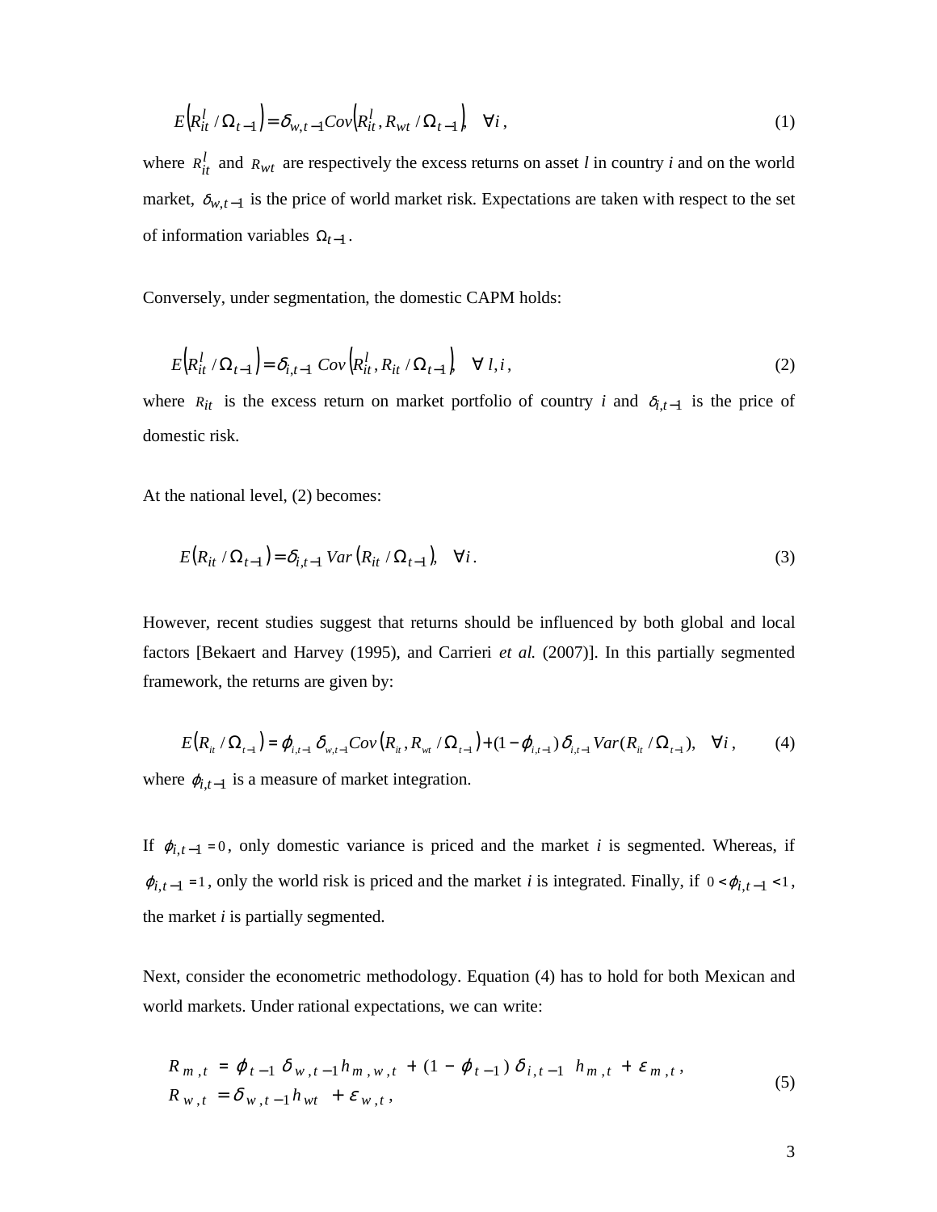$$E\left(R_{it}^{l} / \Omega_{t-1}\right) = \delta_{w,t-1} Cov\left(R_{it}^{l}, R_{wt} / \Omega_{t-1}\right), \quad \forall i, \tag{1}$$

where $R_{it}^{l}$ and $R_{wt}$ are respectively the excess returns on asset *l* in country *i* and on the world market, $\delta_{w,t-1}$ is the price of world market risk. Expectations are taken with respect to the set of information variables $\Omega_{t-1}$.

Conversely, under segmentation, the domestic CAPM holds:

$$E\left(R_{it}^{l} / \Omega_{t-1}\right) = \delta_{i,t-1}\ Cov\left(R_{it}^{l}, R_{it} / \Omega_{t-1}\right), \quad \forall\ l, i, \tag{2}$$

where $R_{it}$ is the excess return on market portfolio of country *i* and $\delta_{i,t-1}$ is the price of domestic risk.

At the national level, (2) becomes:

$$E\left(R_{it} / \Omega_{t-1}\right) = \delta_{i,t-1}\ Var\left(R_{it} / \Omega_{t-1}\right), \quad \forall i. \tag{3}$$

However, recent studies suggest that returns should be influenced by both global and local factors [Bekaert and Harvey (1995), and Carrieri *et al.* (2007)]. In this partially segmented framework, the returns are given by:

$$E\left(R_{it} / \Omega_{t-1}\right) = \phi_{i,t-1}\ \delta_{w,t-1} Cov\left(R_{it}, R_{wt} / \Omega_{t-1}\right) + (1-\phi_{i,t-1})\ \delta_{i,t-1} Var(R_{it} / \Omega_{t-1}), \quad \forall i, \tag{4}$$

where $\phi_{i,t-1}$ is a measure of market integration.

If $\phi_{i,t-1} = 0$, only domestic variance is priced and the market *i* is segmented. Whereas, if $\phi_{i,t-1} = 1$, only the world risk is priced and the market *i* is integrated. Finally, if $0 < \phi_{i,t-1} < 1$, the market *i* is partially segmented.

Next, consider the econometric methodology. Equation (4) has to hold for both Mexican and world markets. Under rational expectations, we can write:

$$\begin{aligned} R_{m,t} &= \phi_{t-1}\ \delta_{w,t-1} h_{m,w,t} + (1-\phi_{t-1})\ \delta_{i,t-1}\ h_{m,t} + \varepsilon_{m,t}, \\ R_{w,t} &= \delta_{w,t-1} h_{wt} + \varepsilon_{w,t}, \end{aligned} \tag{5}$$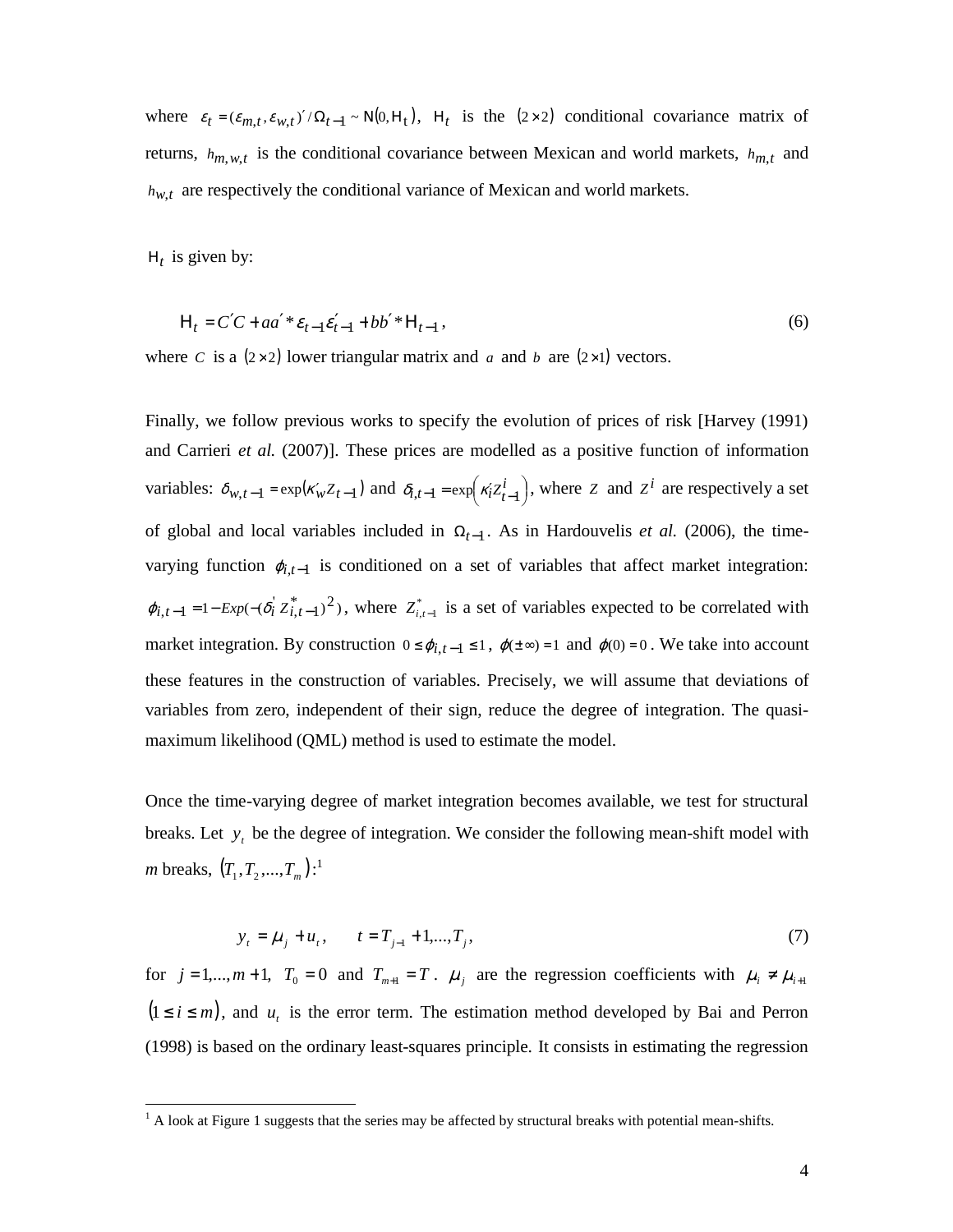where $\varepsilon_t = (\varepsilon_{m,t}, \varepsilon_{w,t})' / \Omega_{t-1} \sim N(0, H_t)$, $H_t$ is the $(2 \times 2)$ conditional covariance matrix of returns, $h_{m,w,t}$ is the conditional covariance between Mexican and world markets, $h_{m,t}$ and $h_{w,t}$ are respectively the conditional variance of Mexican and world markets.

$H_t$ is given by:

$$H_t = C'C + aa' * \varepsilon_{t-1}\varepsilon'_{t-1} + bb' * H_{t-1}, \tag{6}$$

where $C$ is a $(2 \times 2)$ lower triangular matrix and $a$ and $b$ are $(2 \times 1)$ vectors.

Finally, we follow previous works to specify the evolution of prices of risk [Harvey (1991) and Carrieri *et al.* (2007)]. These prices are modelled as a positive function of information variables: $\delta_{w,t-1} = \exp(\kappa'_w Z_{t-1})$ and $\delta_{i,t-1} = \exp\left(\kappa'_i Z^i_{t-1}\right)$, where $Z$ and $Z^i$ are respectively a set of global and local variables included in $\Omega_{t-1}$. As in Hardouvelis *et al.* (2006), the time-varying function $\phi_{i,t-1}$ is conditioned on a set of variables that affect market integration: $\phi_{i,t-1} = 1 - Exp(-(\delta'_i Z^*_{i,t-1})^2)$, where $Z^*_{i,t-1}$ is a set of variables expected to be correlated with market integration. By construction $0 \le \phi_{i,t-1} \le 1$, $\phi(\pm\infty) = 1$ and $\phi(0) = 0$. We take into account these features in the construction of variables. Precisely, we will assume that deviations of variables from zero, independent of their sign, reduce the degree of integration. The quasi-maximum likelihood (QML) method is used to estimate the model.

Once the time-varying degree of market integration becomes available, we test for structural breaks. Let $y_t$ be the degree of integration. We consider the following mean-shift model with *m* breaks, $(T_1, T_2, ..., T_m)$:[1]

$$y_t = \mu_j + u_t, \qquad t = T_{j-1} + 1, ..., T_j, \tag{7}$$

for $j = 1, ..., m+1$, $T_0 = 0$ and $T_{m+1} = T$. $\mu_j$ are the regression coefficients with $\mu_i \neq \mu_{i+1}$ $(1 \le i \le m)$, and $u_t$ is the error term. The estimation method developed by Bai and Perron (1998) is based on the ordinary least-squares principle. It consists in estimating the regression

[1] A look at Figure 1 suggests that the series may be affected by structural breaks with potential mean-shifts.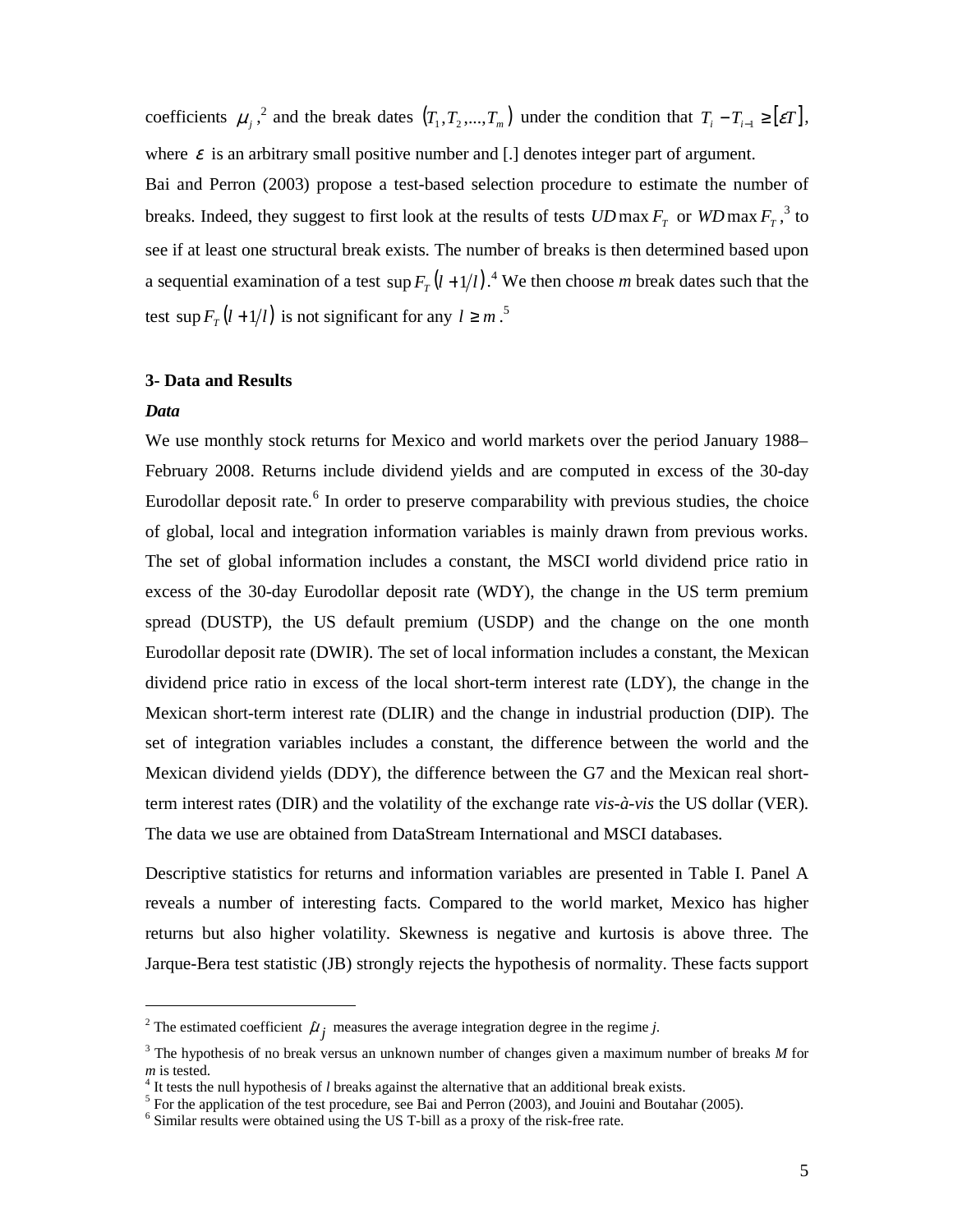coefficients $\mu_j$,[2] and the break dates $(T_1, T_2, ..., T_m)$ under the condition that $T_i - T_{i-1} \geq [\varepsilon T]$, where $\varepsilon$ is an arbitrary small positive number and [.] denotes integer part of argument.

Bai and Perron (2003) propose a test-based selection procedure to estimate the number of breaks. Indeed, they suggest to first look at the results of tests $UD\max F_T$ or $WD\max F_T$,[3] to see if at least one structural break exists. The number of breaks is then determined based upon a sequential examination of a test $\sup F_T(l+1/l)$.[4] We then choose *m* break dates such that the test $\sup F_T(l+1/l)$ is not significant for any $l \geq m$.[5]

**3- Data and Results**

***Data***

We use monthly stock returns for Mexico and world markets over the period January 1988–February 2008. Returns include dividend yields and are computed in excess of the 30-day Eurodollar deposit rate.[6] In order to preserve comparability with previous studies, the choice of global, local and integration information variables is mainly drawn from previous works. The set of global information includes a constant, the MSCI world dividend price ratio in excess of the 30-day Eurodollar deposit rate (WDY), the change in the US term premium spread (DUSTP), the US default premium (USDP) and the change on the one month Eurodollar deposit rate (DWIR). The set of local information includes a constant, the Mexican dividend price ratio in excess of the local short-term interest rate (LDY), the change in the Mexican short-term interest rate (DLIR) and the change in industrial production (DIP). The set of integration variables includes a constant, the difference between the world and the Mexican dividend yields (DDY), the difference between the G7 and the Mexican real short-term interest rates (DIR) and the volatility of the exchange rate *vis-à-vis* the US dollar (VER). The data we use are obtained from DataStream International and MSCI databases.

Descriptive statistics for returns and information variables are presented in Table I. Panel A reveals a number of interesting facts. Compared to the world market, Mexico has higher returns but also higher volatility. Skewness is negative and kurtosis is above three. The Jarque-Bera test statistic (JB) strongly rejects the hypothesis of normality. These facts support

---

[2] The estimated coefficient $\hat{\mu}_j$ measures the average integration degree in the regime *j*.

[3] The hypothesis of no break versus an unknown number of changes given a maximum number of breaks *M* for *m* is tested.

[4] It tests the null hypothesis of *l* breaks against the alternative that an additional break exists.

[5] For the application of the test procedure, see Bai and Perron (2003), and Jouini and Boutahar (2005).

[6] Similar results were obtained using the US T-bill as a proxy of the risk-free rate.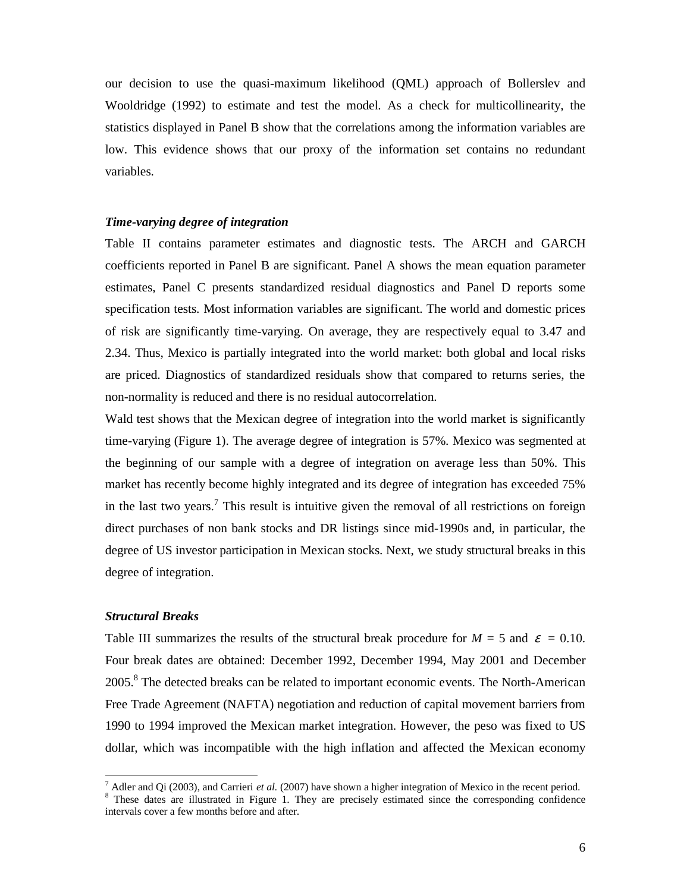our decision to use the quasi-maximum likelihood (QML) approach of Bollerslev and Wooldridge (1992) to estimate and test the model. As a check for multicollinearity, the statistics displayed in Panel B show that the correlations among the information variables are low. This evidence shows that our proxy of the information set contains no redundant variables.

### *Time-varying degree of integration*

Table II contains parameter estimates and diagnostic tests. The ARCH and GARCH coefficients reported in Panel B are significant. Panel A shows the mean equation parameter estimates, Panel C presents standardized residual diagnostics and Panel D reports some specification tests. Most information variables are significant. The world and domestic prices of risk are significantly time-varying. On average, they are respectively equal to 3.47 and 2.34. Thus, Mexico is partially integrated into the world market: both global and local risks are priced. Diagnostics of standardized residuals show that compared to returns series, the non-normality is reduced and there is no residual autocorrelation.

Wald test shows that the Mexican degree of integration into the world market is significantly time-varying (Figure 1). The average degree of integration is 57%. Mexico was segmented at the beginning of our sample with a degree of integration on average less than 50%. This market has recently become highly integrated and its degree of integration has exceeded 75% in the last two years.[7] This result is intuitive given the removal of all restrictions on foreign direct purchases of non bank stocks and DR listings since mid-1990s and, in particular, the degree of US investor participation in Mexican stocks. Next, we study structural breaks in this degree of integration.

### *Structural Breaks*

Table III summarizes the results of the structural break procedure for $M$ = 5 and $\varepsilon$ = 0.10. Four break dates are obtained: December 1992, December 1994, May 2001 and December 2005.[8] The detected breaks can be related to important economic events. The North-American Free Trade Agreement (NAFTA) negotiation and reduction of capital movement barriers from 1990 to 1994 improved the Mexican market integration. However, the peso was fixed to US dollar, which was incompatible with the high inflation and affected the Mexican economy

[7] Adler and Qi (2003), and Carrieri *et al.* (2007) have shown a higher integration of Mexico in the recent period.

[8] These dates are illustrated in Figure 1. They are precisely estimated since the corresponding confidence intervals cover a few months before and after.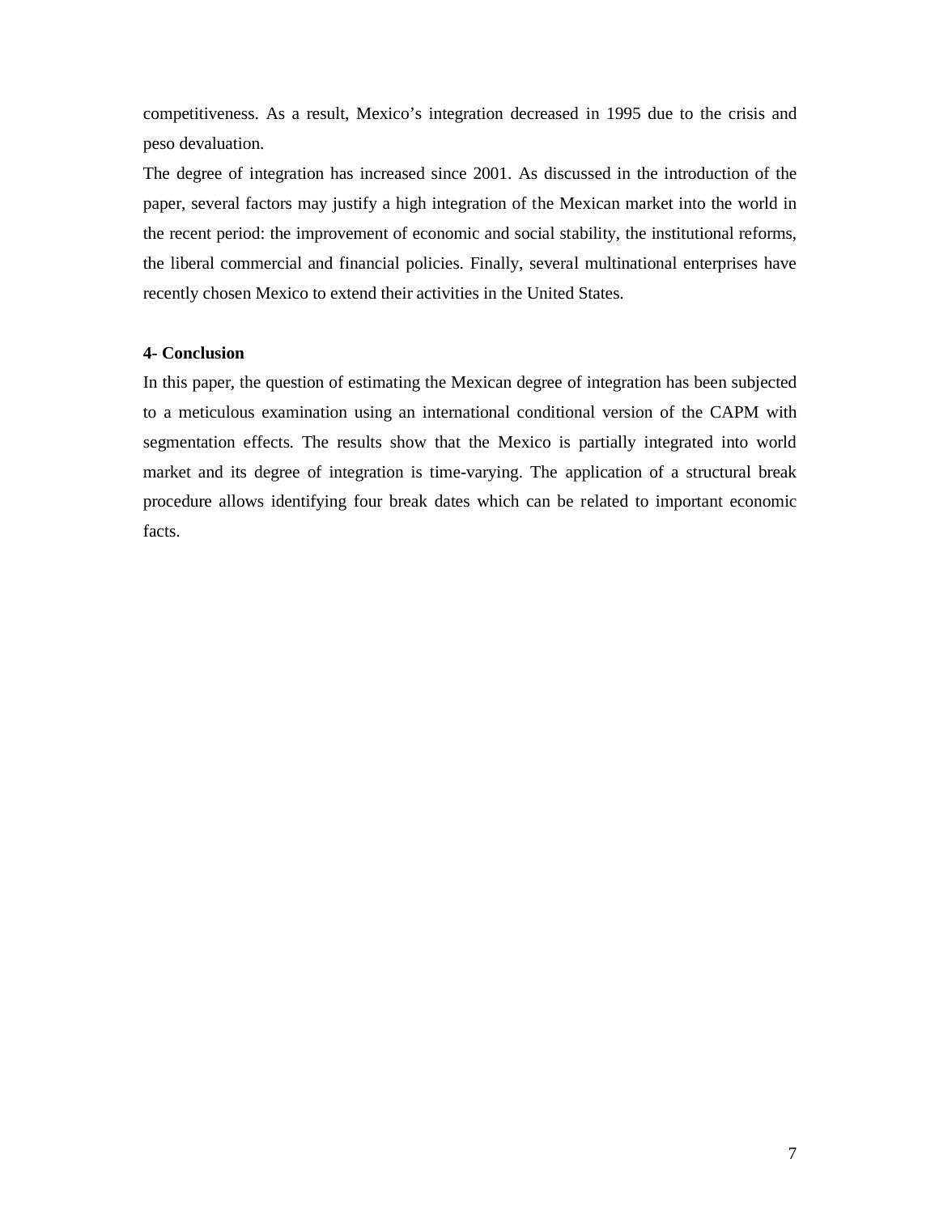competitiveness. As a result, Mexico's integration decreased in 1995 due to the crisis and peso devaluation.

The degree of integration has increased since 2001. As discussed in the introduction of the paper, several factors may justify a high integration of the Mexican market into the world in the recent period: the improvement of economic and social stability, the institutional reforms, the liberal commercial and financial policies. Finally, several multinational enterprises have recently chosen Mexico to extend their activities in the United States.

## 4- Conclusion

In this paper, the question of estimating the Mexican degree of integration has been subjected to a meticulous examination using an international conditional version of the CAPM with segmentation effects. The results show that the Mexico is partially integrated into world market and its degree of integration is time-varying. The application of a structural break procedure allows identifying four break dates which can be related to important economic facts.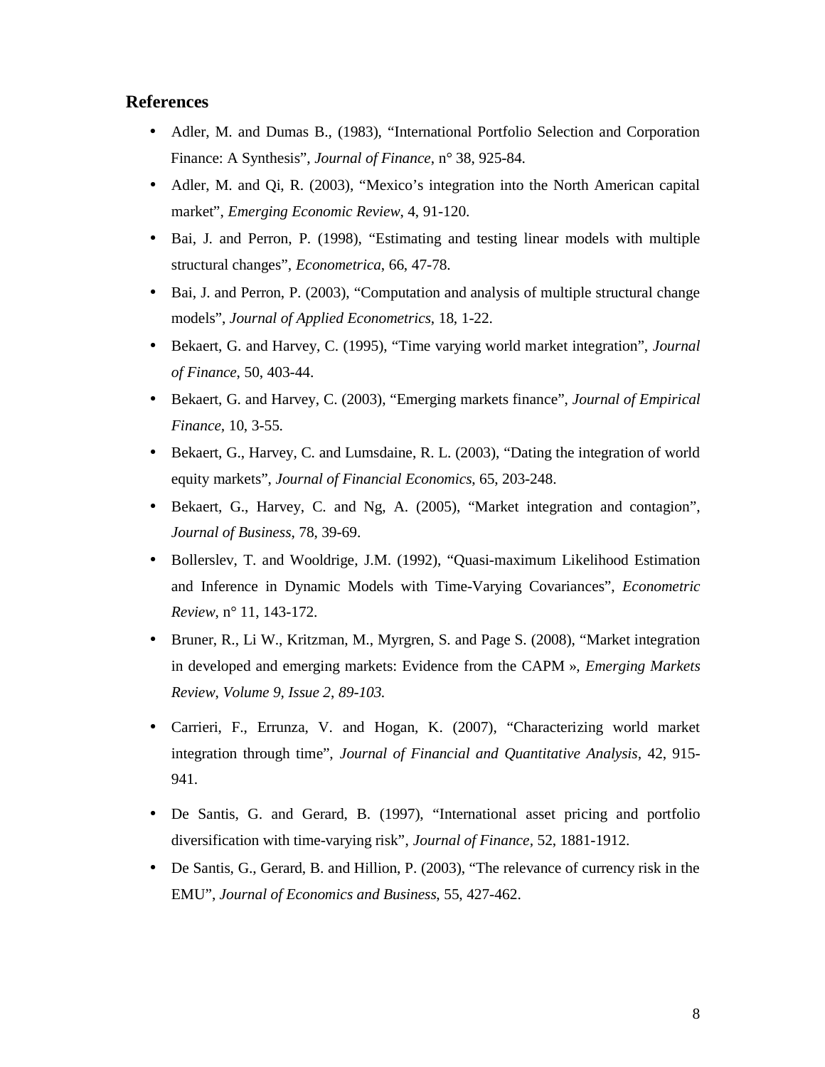## References

- Adler, M. and Dumas B., (1983), "International Portfolio Selection and Corporation Finance: A Synthesis", *Journal of Finance*, n° 38, 925-84.
- Adler, M. and Qi, R. (2003), "Mexico's integration into the North American capital market", *Emerging Economic Review*, 4, 91-120.
- Bai, J. and Perron, P. (1998), "Estimating and testing linear models with multiple structural changes", *Econometrica*, 66, 47-78.
- Bai, J. and Perron, P. (2003), "Computation and analysis of multiple structural change models", *Journal of Applied Econometrics*, 18, 1-22.
- Bekaert, G. and Harvey, C. (1995), "Time varying world market integration", *Journal of Finance*, 50, 403-44.
- Bekaert, G. and Harvey, C. (2003), "Emerging markets finance", *Journal of Empirical Finance*, 10, 3-55.
- Bekaert, G., Harvey, C. and Lumsdaine, R. L. (2003), "Dating the integration of world equity markets", *Journal of Financial Economics*, 65, 203-248.
- Bekaert, G., Harvey, C. and Ng, A. (2005), "Market integration and contagion", *Journal of Business*, 78, 39-69.
- Bollerslev, T. and Wooldrige, J.M. (1992), "Quasi-maximum Likelihood Estimation and Inference in Dynamic Models with Time-Varying Covariances", *Econometric Review*, n° 11, 143-172.
- Bruner, R., Li W., Kritzman, M., Myrgren, S. and Page S. (2008), "Market integration in developed and emerging markets: Evidence from the CAPM », *Emerging Markets Review, Volume 9, Issue 2, 89-103.*
- Carrieri, F., Errunza, V. and Hogan, K. (2007), "Characterizing world market integration through time", *Journal of Financial and Quantitative Analysis*, 42, 915-941.
- De Santis, G. and Gerard, B. (1997), "International asset pricing and portfolio diversification with time-varying risk", *Journal of Finance*, 52, 1881-1912.
- De Santis, G., Gerard, B. and Hillion, P. (2003), "The relevance of currency risk in the EMU", *Journal of Economics and Business*, 55, 427-462.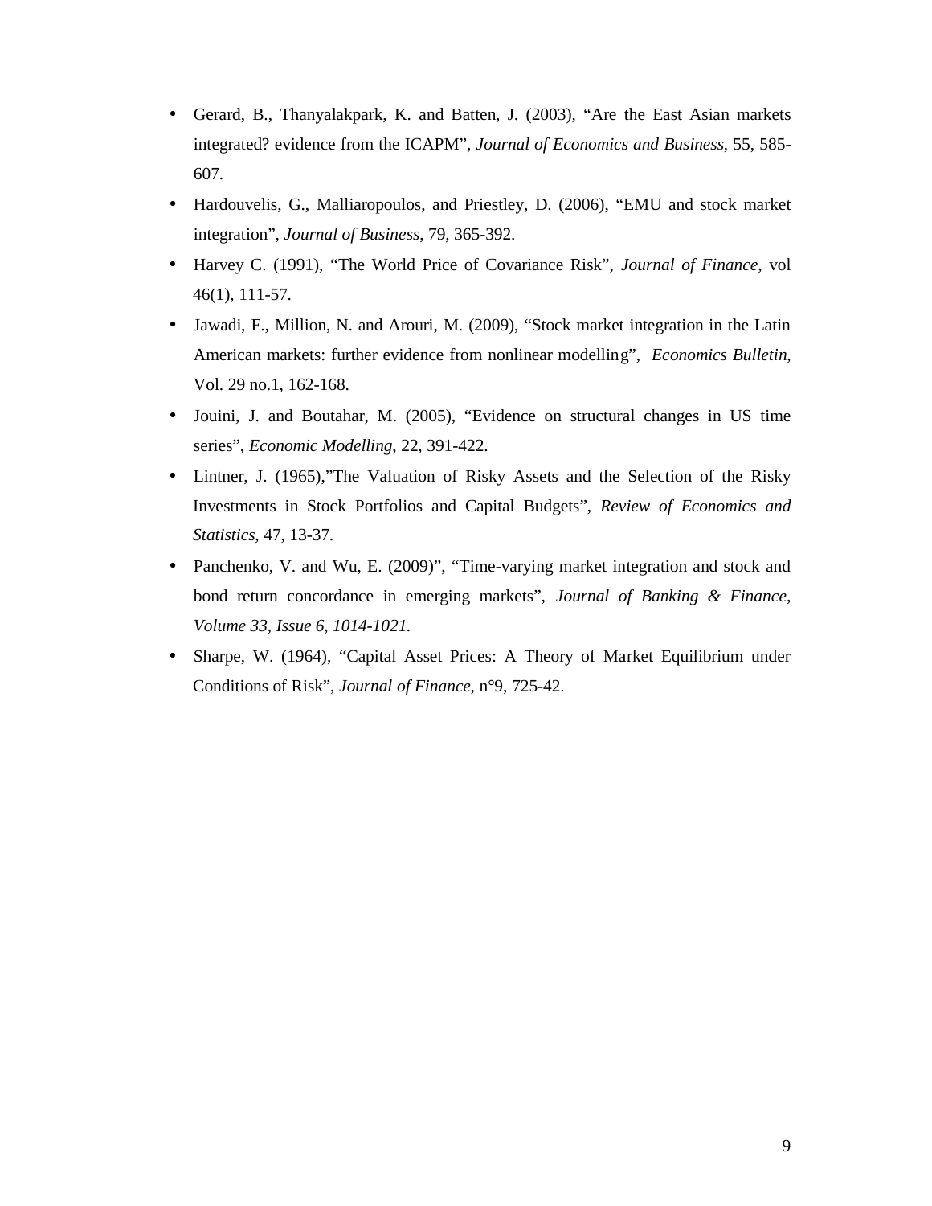- Gerard, B., Thanyalakpark, K. and Batten, J. (2003), “Are the East Asian markets integrated? evidence from the ICAPM”, *Journal of Economics and Business*, 55, 585-607.
- Hardouvelis, G., Malliaropoulos, and Priestley, D. (2006), “EMU and stock market integration”, *Journal of Business*, 79, 365-392.
- Harvey C. (1991), “The World Price of Covariance Risk”, *Journal of Finance*, vol 46(1), 111-57.
- Jawadi, F., Million, N. and Arouri, M. (2009), “Stock market integration in the Latin American markets: further evidence from nonlinear modelling”, *Economics Bulletin*, Vol. 29 no.1, 162-168.
- Jouini, J. and Boutahar, M. (2005), “Evidence on structural changes in US time series”, *Economic Modelling*, 22, 391-422.
- Lintner, J. (1965),”The Valuation of Risky Assets and the Selection of the Risky Investments in Stock Portfolios and Capital Budgets”, *Review of Economics and Statistics*, 47, 13-37.
- Panchenko, V. and Wu, E. (2009)”, “Time-varying market integration and stock and bond return concordance in emerging markets”, *Journal of Banking & Finance, Volume 33, Issue 6, 1014-1021.*
- Sharpe, W. (1964), “Capital Asset Prices: A Theory of Market Equilibrium under Conditions of Risk”, *Journal of Finance*, n°9, 725-42.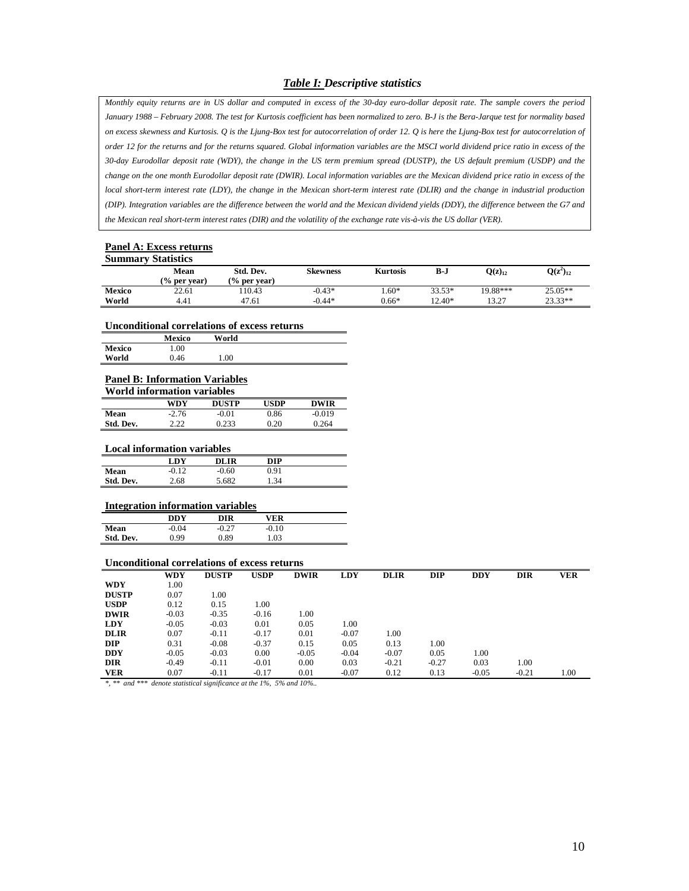### *Table I: Descriptive statistics*

*Monthly equity returns are in US dollar and computed in excess of the 30-day euro-dollar deposit rate. The sample covers the period January 1988 – February 2008. The test for Kurtosis coefficient has been normalized to zero. B-J is the Bera-Jarque test for normality based on excess skewness and Kurtosis. Q is the Ljung-Box test for autocorrelation of order 12. Q is here the Ljung-Box test for autocorrelation of order 12 for the returns and for the returns squared. Global information variables are the MSCI world dividend price ratio in excess of the 30-day Eurodollar deposit rate (WDY), the change in the US term premium spread (DUSTP), the US default premium (USDP) and the change on the one month Eurodollar deposit rate (DWIR). Local information variables are the Mexican dividend price ratio in excess of the local short-term interest rate (LDY), the change in the Mexican short-term interest rate (DLIR) and the change in industrial production (DIP). Integration variables are the difference between the world and the Mexican dividend yields (DDY), the difference between the G7 and the Mexican real short-term interest rates (DIR) and the volatility of the exchange rate vis-à-vis the US dollar (VER).*

**Panel A: Excess returns**

**Summary Statistics**

| | Mean (% per year) | Std. Dev. (% per year) | Skewness | Kurtosis | B-J | $Q(z)_{12}$ | $Q(z^2)_{12}$ |
|---|---|---|---|---|---|---|---|
| **Mexico** | 22.61 | 110.43 | -0.43* | 1.60* | 33.53* | 19.88*** | 25.05** |
| **World** | 4.41 | 47.61 | -0.44* | 0.66* | 12.40* | 13.27 | 23.33** |

**Unconditional correlations of excess returns**

| | Mexico | World |
|---|---|---|
| **Mexico** | 1.00 | |
| **World** | 0.46 | 1.00 |

**Panel B: Information Variables**

**World information variables**

| | WDY | DUSTP | USDP | DWIR |
|---|---|---|---|---|
| **Mean** | -2.76 | -0.01 | 0.86 | -0.019 |
| **Std. Dev.** | 2.22 | 0.233 | 0.20 | 0.264 |

**Local information variables**

| | LDY | DLIR | DIP |
|---|---|---|---|
| **Mean** | -0.12 | -0.60 | 0.91 |
| **Std. Dev.** | 2.68 | 5.682 | 1.34 |

**Integration information variables**

| | DDY | DIR | VER |
|---|---|---|---|
| **Mean** | -0.04 | -0.27 | -0.10 |
| **Std. Dev.** | 0.99 | 0.89 | 1.03 |

**Unconditional correlations of excess returns**

| | WDY | DUSTP | USDP | DWIR | LDY | DLIR | DIP | DDY | DIR | VER |
|---|---|---|---|---|---|---|---|---|---|---|
| **WDY** | 1.00 | | | | | | | | | |
| **DUSTP** | 0.07 | 1.00 | | | | | | | | |
| **USDP** | 0.12 | 0.15 | 1.00 | | | | | | | |
| **DWIR** | -0.03 | -0.35 | -0.16 | 1.00 | | | | | | |
| **LDY** | -0.05 | -0.03 | 0.01 | 0.05 | 1.00 | | | | | |
| **DLIR** | 0.07 | -0.11 | -0.17 | 0.01 | -0.07 | 1.00 | | | | |
| **DIP** | 0.31 | -0.08 | -0.37 | 0.15 | 0.05 | 0.13 | 1.00 | | | |
| **DDY** | -0.05 | -0.03 | 0.00 | -0.05 | -0.04 | -0.07 | 0.05 | 1.00 | | |
| **DIR** | -0.49 | -0.11 | -0.01 | 0.00 | 0.03 | -0.21 | -0.27 | 0.03 | 1.00 | |
| **VER** | 0.07 | -0.11 | -0.17 | 0.01 | -0.07 | 0.12 | 0.13 | -0.05 | -0.21 | 1.00 |

*\*, \*\* and \*\*\* denote statistical significance at the 1%, 5% and 10%..*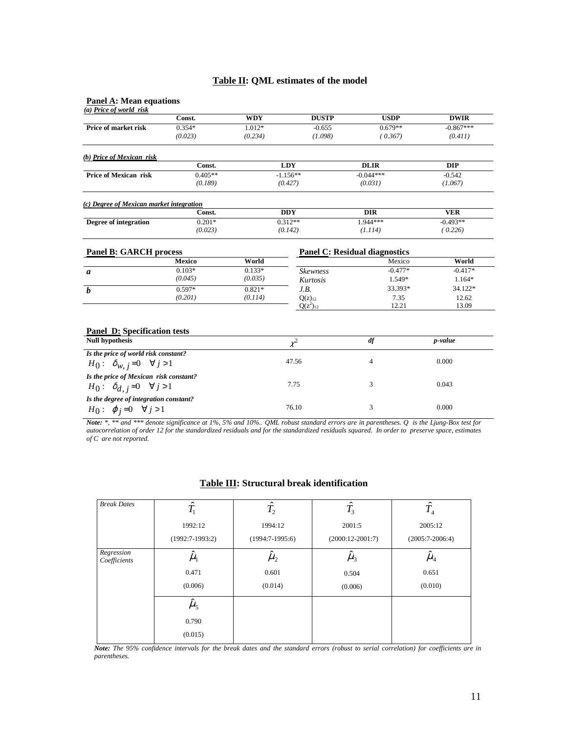## Table II: QML estimates of the model

### Panel A: Mean equations

*(a) Price of world risk*

| | Const. | WDY | DUSTP | USDP | DWIR |
|---|---|---|---|---|---|
| **Price of market risk** | 0.354* | 1.012* | -0.655 | 0.679** | -0.867*** |
| | *(0.023)* | *(0.234)* | *(1.098)* | *(0.367)* | *(0.411)* |

*(b) Price of Mexican risk*

| | Const. | LDY | DLIR | DIP |
|---|---|---|---|---|
| **Price of Mexican risk** | 0.405** | -1.156** | -0.044*** | -0.542 |
| | *(0.189)* | *(0.427)* | *(0.031)* | *(1.067)* |

*(c) Degree of Mexican market integration*

| | Const. | DDY | DIR | VER |
|---|---|---|---|---|
| **Degree of integration** | 0.201* | 0.312** | 1.944*** | -0.493** |
| | *(0.023)* | *(0.142)* | *(1.114)* | *(0.226)* |

### Panel B: GARCH process

| | Mexico | World |
|---|---|---|
| ***a*** | 0.103* | 0.133* |
| | *(0.045)* | *(0.035)* |
| ***b*** | 0.597* | 0.821* |
| | *(0.201)* | *(0.114)* |

### Panel C: Residual diagnostics

| | Mexico | World |
|---|---|---|
| *Skewness* | -0.477* | -0.417* |
| *Kurtosis* | 1.549* | 1.164* |
| *J.B.* | 33.393* | 34.122* |
| $Q(z)_{12}$ | 7.35 | 12.62 |
| $Q(z^2)_{12}$ | 12.21 | 13.09 |

### Panel D: Specification tests

| Null hypothesis | $\chi^2$ | *df* | *p-value* |
|---|---|---|---|
| *Is the price of world risk constant?* $H_0: \quad \delta_{w,j}=0 \quad \forall j>1$ | 47.56 | 4 | 0.000 |
| *Is the price of Mexican risk constant?* $H_0: \quad \delta_{d,j}=0 \quad \forall j>1$ | 7.75 | 3 | 0.043 |
| *Is the degree of integration constant?* $H_0: \quad \varphi_j=0 \quad \forall j>1$ | 76.10 | 3 | 0.000 |

***Note:*** *\*, \*\* and \*\*\* denote significance at 1%, 5% and 10%.. QML robust standard errors are in parentheses. Q is the Ljung-Box test for autocorrelation of order 12 for the standardized residuals and for the standardized residuals squared. In order to preserve space, estimates of C are not reported.*

## Table III: Structural break identification

| *Break Dates* | $\hat{T}_1$ | $\hat{T}_2$ | $\hat{T}_3$ | $\hat{T}_4$ |
|---|---|---|---|---|
| | 1992:12 | 1994:12 | 2001:5 | 2005:12 |
| | (1992:7-1993:2) | (1994:7-1995:6) | (2000:12-2001:7) | (2005:7-2006:4) |
| *Regression Coefficients* | $\hat{\mu}_1$ | $\hat{\mu}_2$ | $\hat{\mu}_3$ | $\hat{\mu}_4$ |
| | 0.471 | 0.601 | 0.504 | 0.651 |
| | (0.006) | (0.014) | (0.006) | (0.010) |
| | $\hat{\mu}_5$ | | | |
| | 0.790 | | | |
| | (0.015) | | | |

***Note:*** *The 95% confidence intervals for the break dates and the standard errors (robust to serial correlation) for coefficients are in parentheses.*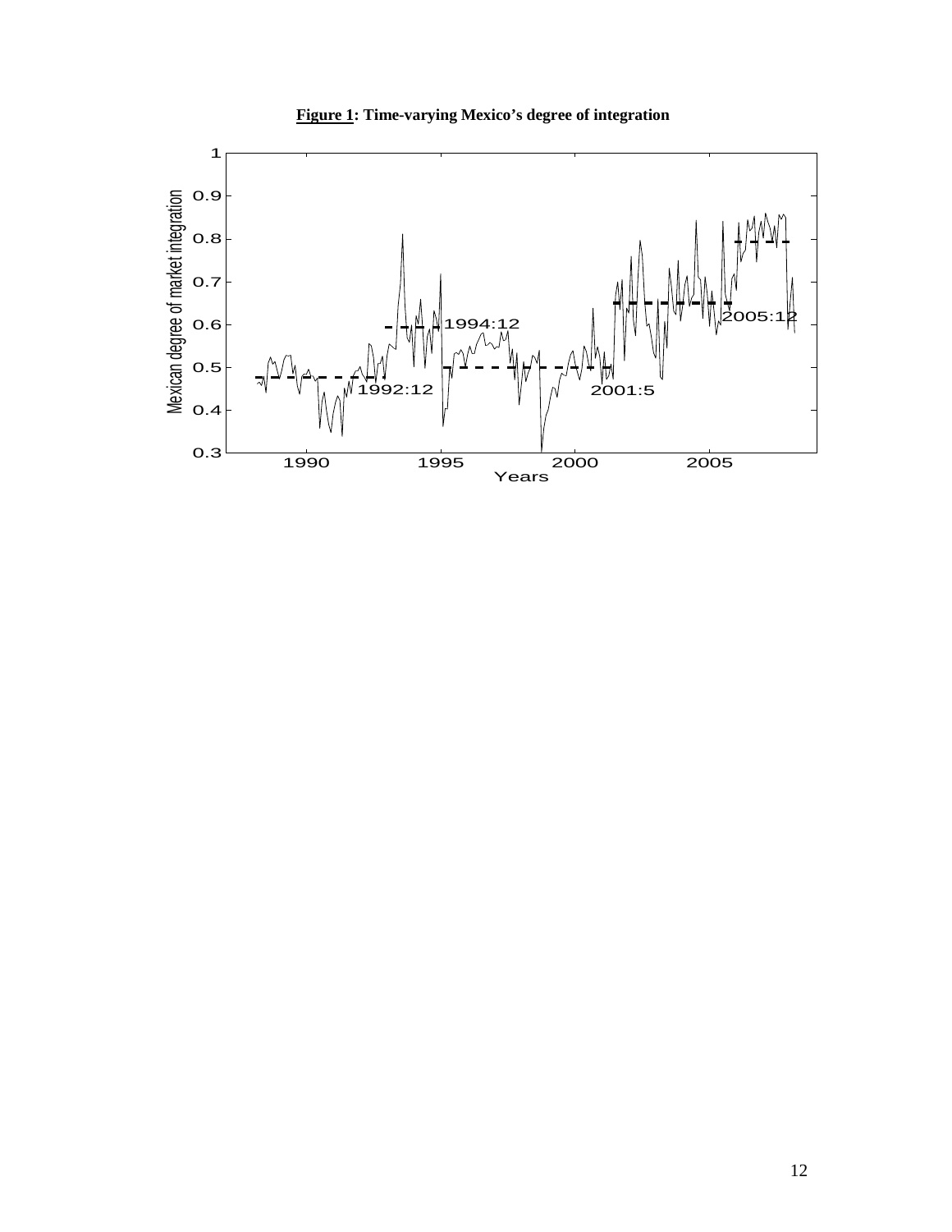**Figure 1: Time-varying Mexico's degree of integration**

Mexican degree of market integration

1
0.9
0.8
0.7
0.6
0.5
0.4
0.3

1990
1995
2000
2005

Years

1992:12
1994:12
2001:5
2005:12